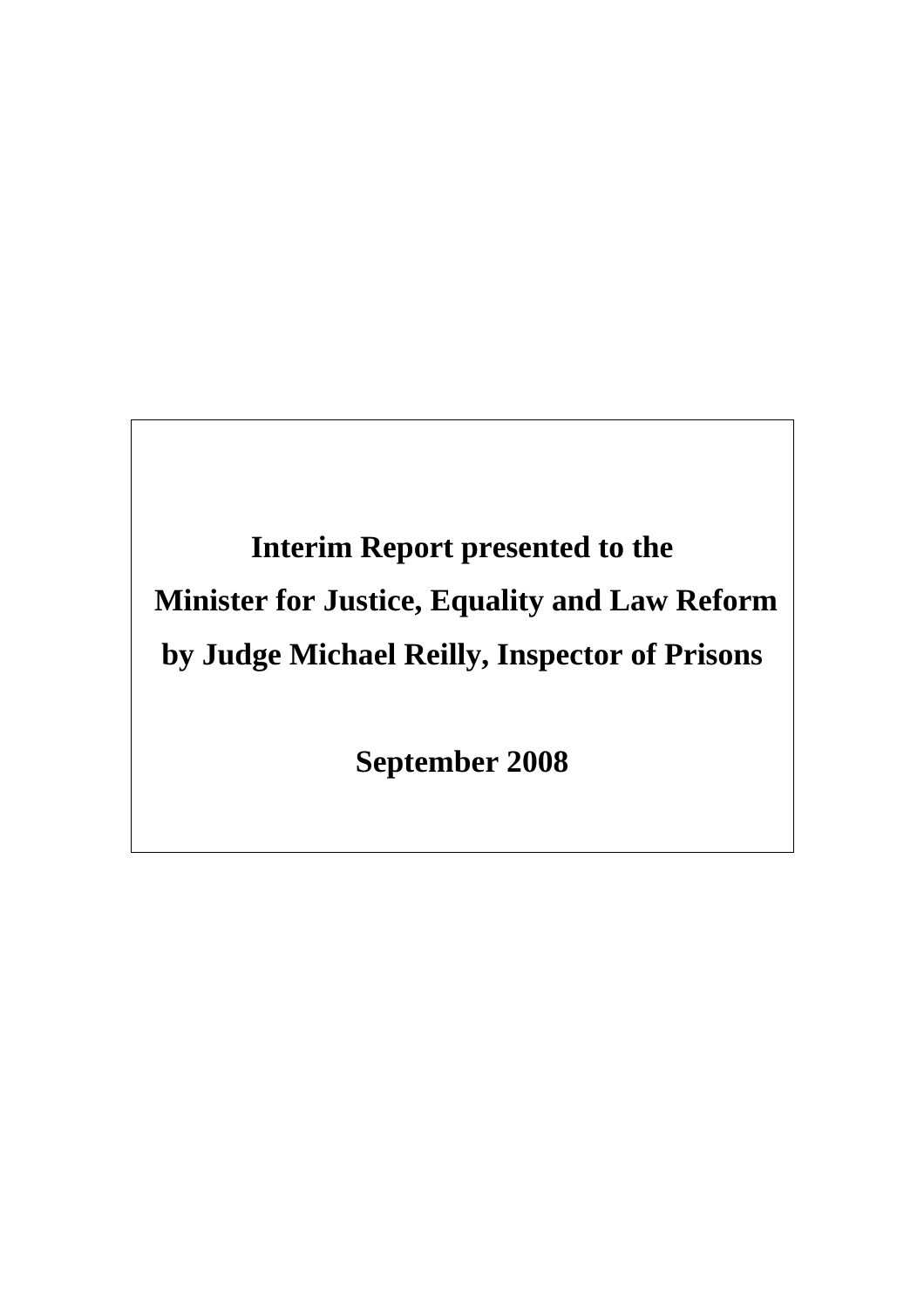**Interim Report presented to the**

**Minister for Justice, Equality and Law Reform**

**by Judge Michael Reilly, Inspector of Prisons**

**September 2008**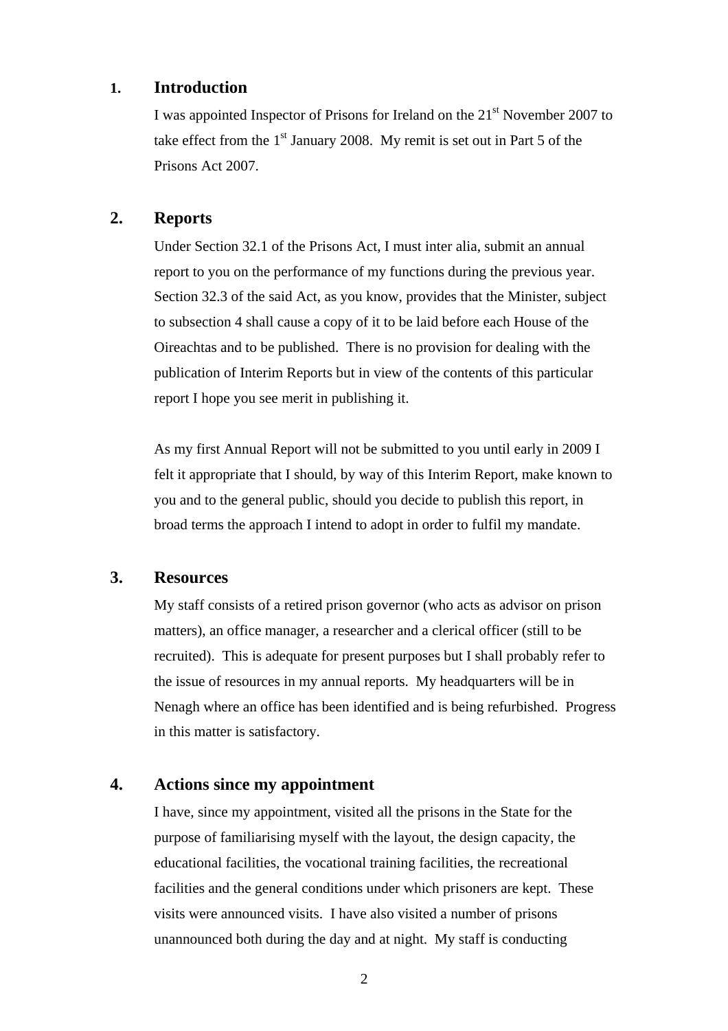## 1. Introduction

I was appointed Inspector of Prisons for Ireland on the 21st November 2007 to take effect from the 1st January 2008. My remit is set out in Part 5 of the Prisons Act 2007.

## 2. Reports

Under Section 32.1 of the Prisons Act, I must inter alia, submit an annual report to you on the performance of my functions during the previous year. Section 32.3 of the said Act, as you know, provides that the Minister, subject to subsection 4 shall cause a copy of it to be laid before each House of the Oireachtas and to be published. There is no provision for dealing with the publication of Interim Reports but in view of the contents of this particular report I hope you see merit in publishing it.

As my first Annual Report will not be submitted to you until early in 2009 I felt it appropriate that I should, by way of this Interim Report, make known to you and to the general public, should you decide to publish this report, in broad terms the approach I intend to adopt in order to fulfil my mandate.

## 3. Resources

My staff consists of a retired prison governor (who acts as advisor on prison matters), an office manager, a researcher and a clerical officer (still to be recruited). This is adequate for present purposes but I shall probably refer to the issue of resources in my annual reports. My headquarters will be in Nenagh where an office has been identified and is being refurbished. Progress in this matter is satisfactory.

## 4. Actions since my appointment

I have, since my appointment, visited all the prisons in the State for the purpose of familiarising myself with the layout, the design capacity, the educational facilities, the vocational training facilities, the recreational facilities and the general conditions under which prisoners are kept. These visits were announced visits. I have also visited a number of prisons unannounced both during the day and at night. My staff is conducting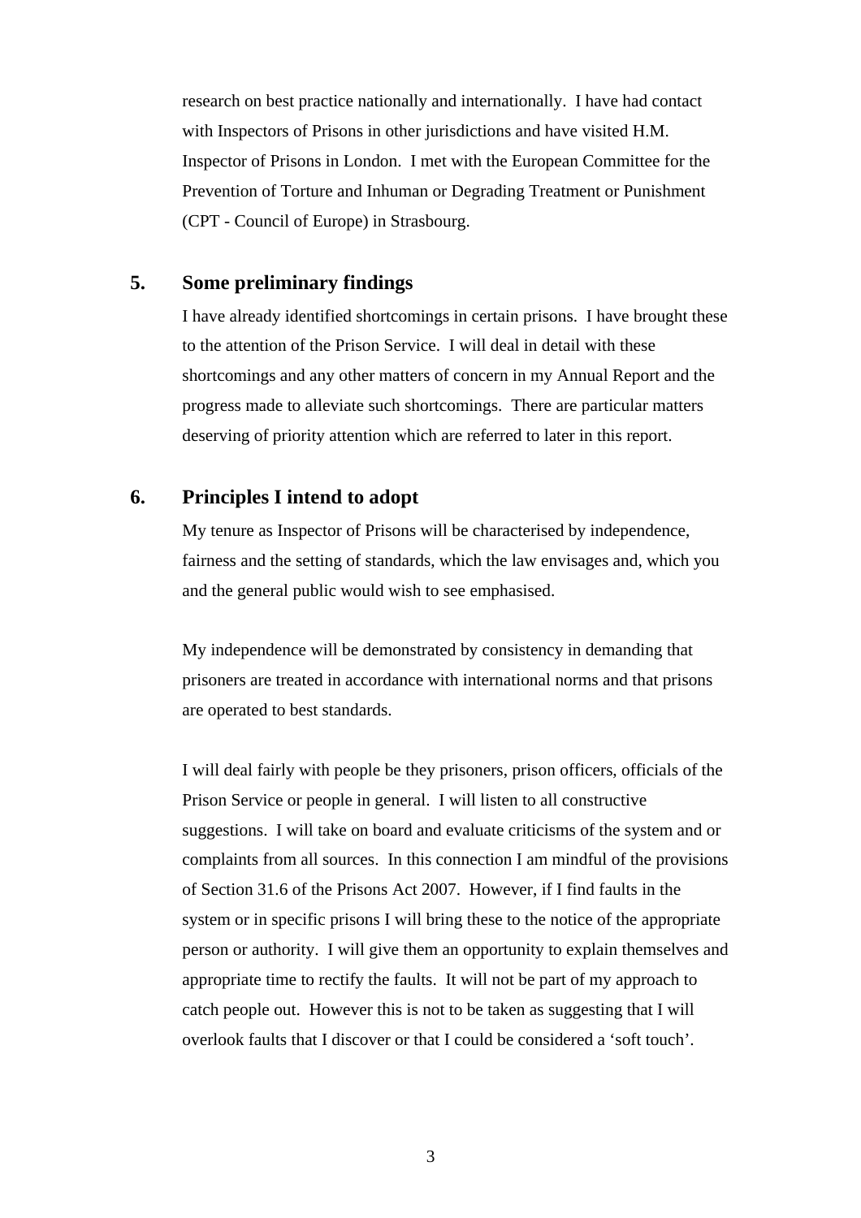research on best practice nationally and internationally. I have had contact with Inspectors of Prisons in other jurisdictions and have visited H.M. Inspector of Prisons in London. I met with the European Committee for the Prevention of Torture and Inhuman or Degrading Treatment or Punishment (CPT - Council of Europe) in Strasbourg.

## 5. Some preliminary findings

I have already identified shortcomings in certain prisons. I have brought these to the attention of the Prison Service. I will deal in detail with these shortcomings and any other matters of concern in my Annual Report and the progress made to alleviate such shortcomings. There are particular matters deserving of priority attention which are referred to later in this report.

## 6. Principles I intend to adopt

My tenure as Inspector of Prisons will be characterised by independence, fairness and the setting of standards, which the law envisages and, which you and the general public would wish to see emphasised.

My independence will be demonstrated by consistency in demanding that prisoners are treated in accordance with international norms and that prisons are operated to best standards.

I will deal fairly with people be they prisoners, prison officers, officials of the Prison Service or people in general. I will listen to all constructive suggestions. I will take on board and evaluate criticisms of the system and or complaints from all sources. In this connection I am mindful of the provisions of Section 31.6 of the Prisons Act 2007. However, if I find faults in the system or in specific prisons I will bring these to the notice of the appropriate person or authority. I will give them an opportunity to explain themselves and appropriate time to rectify the faults. It will not be part of my approach to catch people out. However this is not to be taken as suggesting that I will overlook faults that I discover or that I could be considered a 'soft touch'.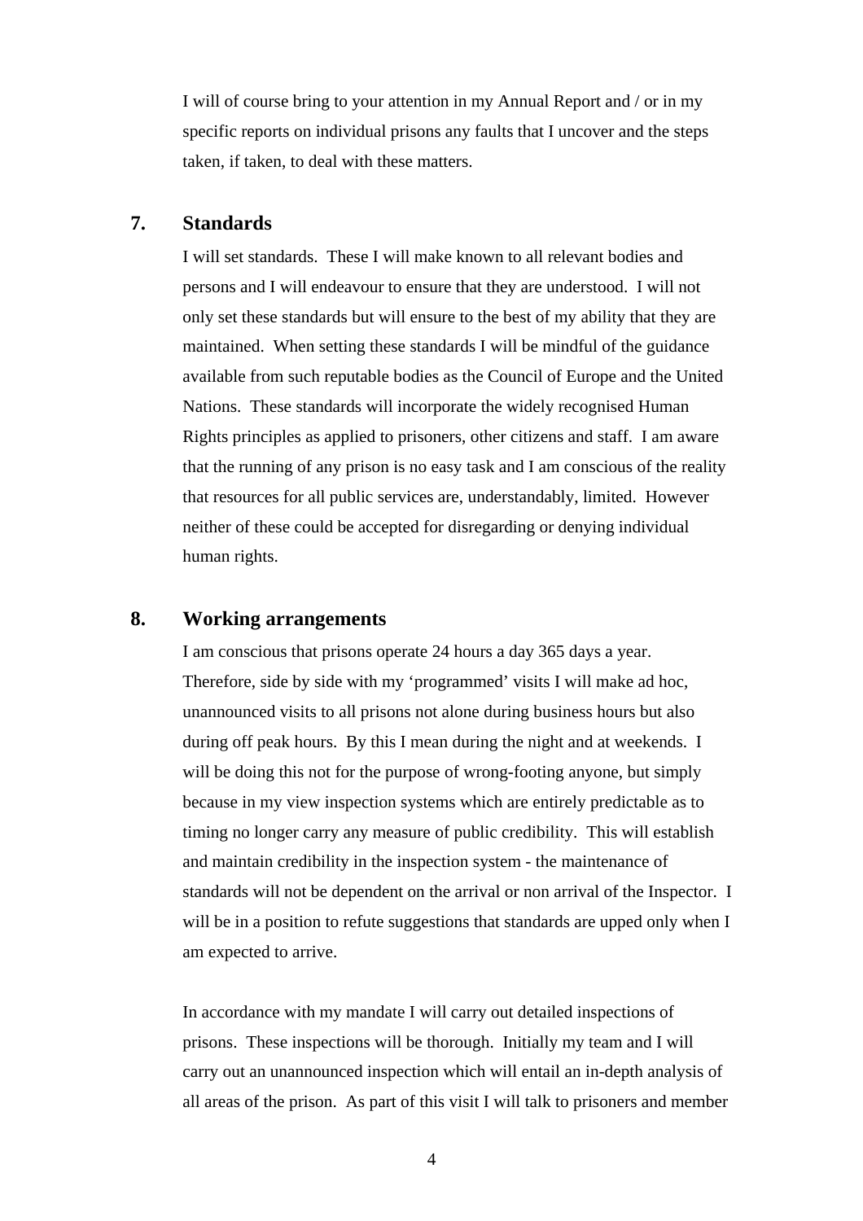I will of course bring to your attention in my Annual Report and / or in my specific reports on individual prisons any faults that I uncover and the steps taken, if taken, to deal with these matters.

## 7. Standards

I will set standards. These I will make known to all relevant bodies and persons and I will endeavour to ensure that they are understood. I will not only set these standards but will ensure to the best of my ability that they are maintained. When setting these standards I will be mindful of the guidance available from such reputable bodies as the Council of Europe and the United Nations. These standards will incorporate the widely recognised Human Rights principles as applied to prisoners, other citizens and staff. I am aware that the running of any prison is no easy task and I am conscious of the reality that resources for all public services are, understandably, limited. However neither of these could be accepted for disregarding or denying individual human rights.

## 8. Working arrangements

I am conscious that prisons operate 24 hours a day 365 days a year. Therefore, side by side with my 'programmed' visits I will make ad hoc, unannounced visits to all prisons not alone during business hours but also during off peak hours. By this I mean during the night and at weekends. I will be doing this not for the purpose of wrong-footing anyone, but simply because in my view inspection systems which are entirely predictable as to timing no longer carry any measure of public credibility. This will establish and maintain credibility in the inspection system - the maintenance of standards will not be dependent on the arrival or non arrival of the Inspector. I will be in a position to refute suggestions that standards are upped only when I am expected to arrive.

In accordance with my mandate I will carry out detailed inspections of prisons. These inspections will be thorough. Initially my team and I will carry out an unannounced inspection which will entail an in-depth analysis of all areas of the prison. As part of this visit I will talk to prisoners and member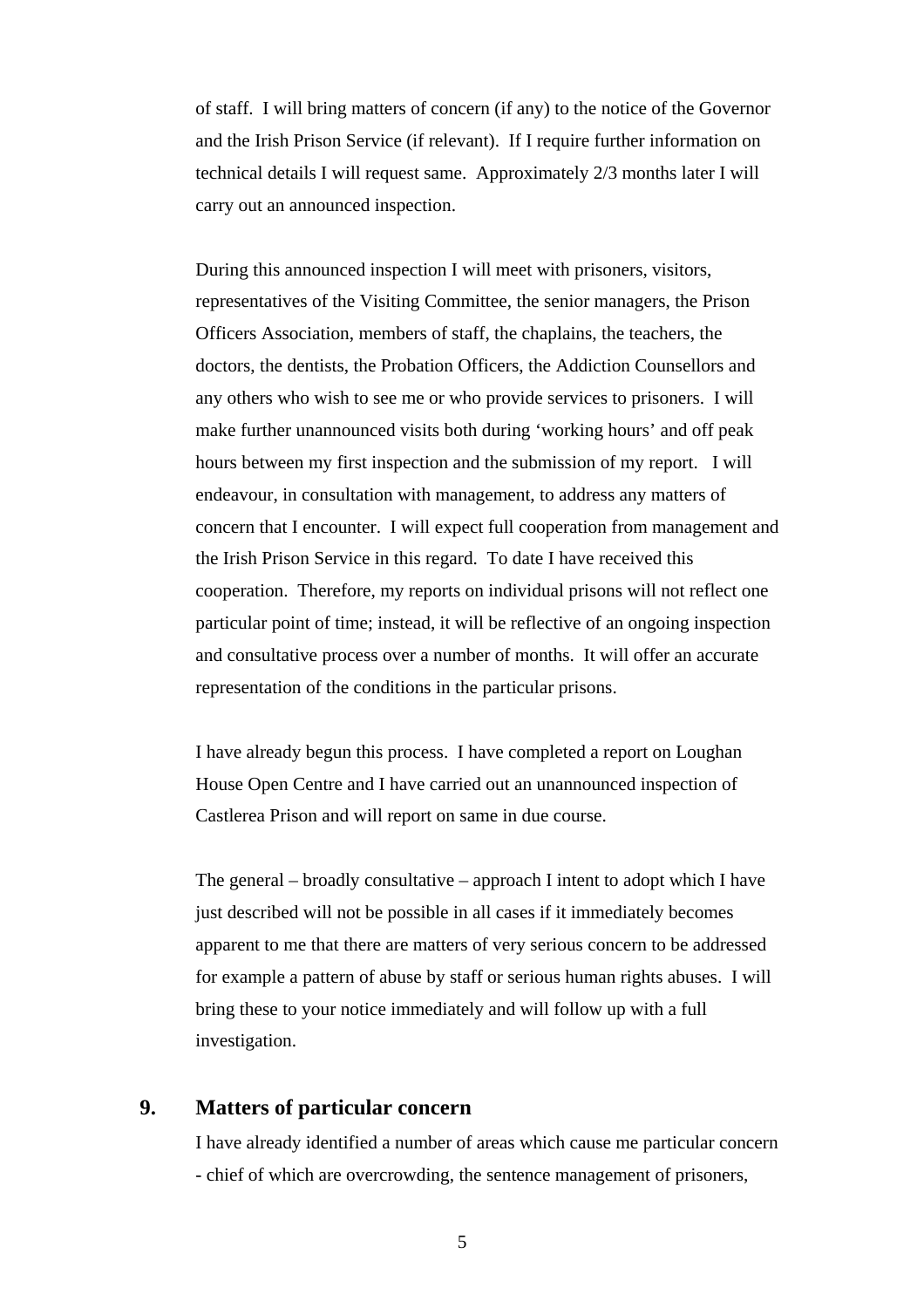of staff. I will bring matters of concern (if any) to the notice of the Governor and the Irish Prison Service (if relevant). If I require further information on technical details I will request same. Approximately 2/3 months later I will carry out an announced inspection.

During this announced inspection I will meet with prisoners, visitors, representatives of the Visiting Committee, the senior managers, the Prison Officers Association, members of staff, the chaplains, the teachers, the doctors, the dentists, the Probation Officers, the Addiction Counsellors and any others who wish to see me or who provide services to prisoners. I will make further unannounced visits both during 'working hours' and off peak hours between my first inspection and the submission of my report. I will endeavour, in consultation with management, to address any matters of concern that I encounter. I will expect full cooperation from management and the Irish Prison Service in this regard. To date I have received this cooperation. Therefore, my reports on individual prisons will not reflect one particular point of time; instead, it will be reflective of an ongoing inspection and consultative process over a number of months. It will offer an accurate representation of the conditions in the particular prisons.

I have already begun this process. I have completed a report on Loughan House Open Centre and I have carried out an unannounced inspection of Castlerea Prison and will report on same in due course.

The general – broadly consultative – approach I intent to adopt which I have just described will not be possible in all cases if it immediately becomes apparent to me that there are matters of very serious concern to be addressed for example a pattern of abuse by staff or serious human rights abuses. I will bring these to your notice immediately and will follow up with a full investigation.

## 9. Matters of particular concern

I have already identified a number of areas which cause me particular concern - chief of which are overcrowding, the sentence management of prisoners,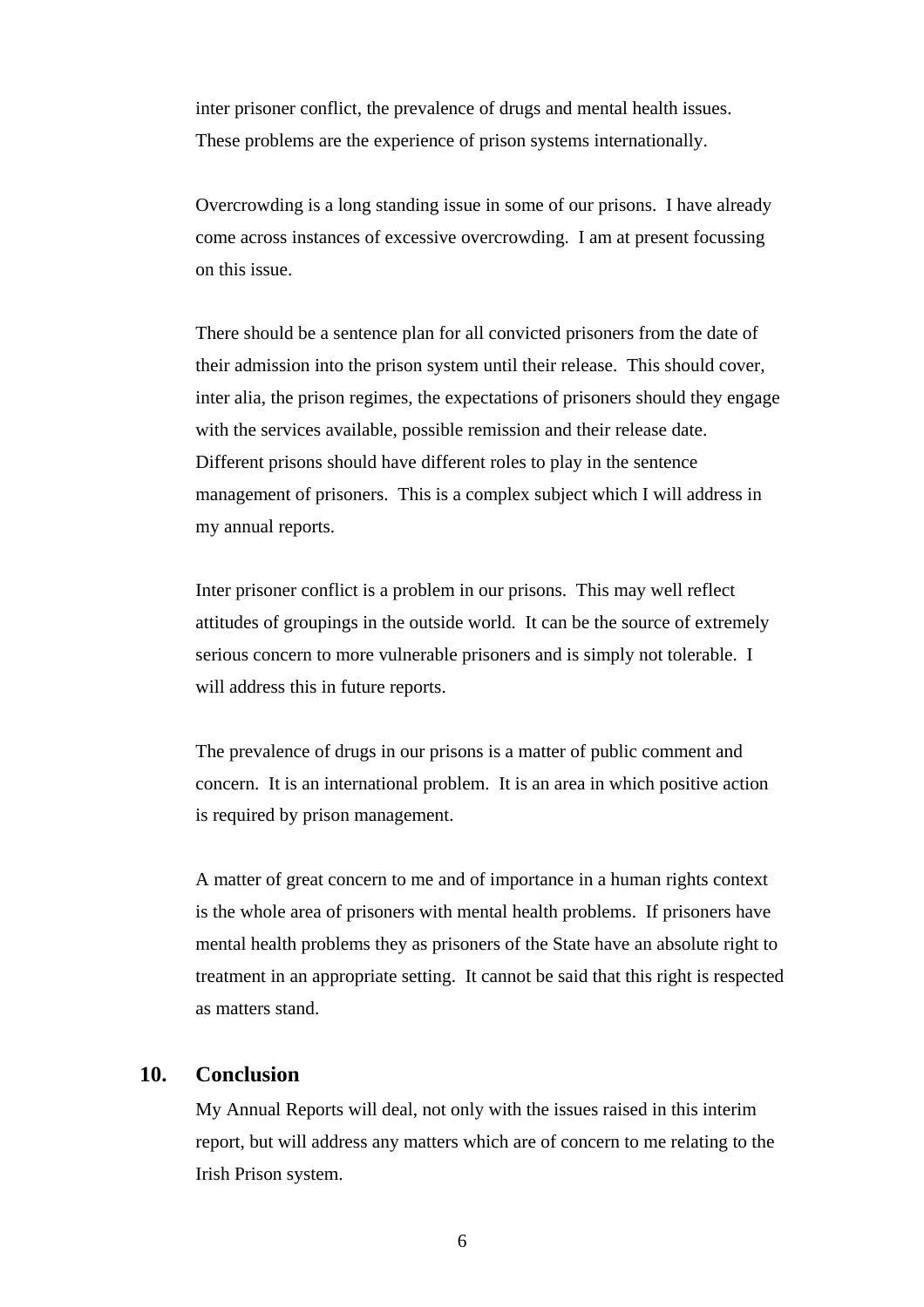inter prisoner conflict, the prevalence of drugs and mental health issues. These problems are the experience of prison systems internationally.

Overcrowding is a long standing issue in some of our prisons. I have already come across instances of excessive overcrowding. I am at present focussing on this issue.

There should be a sentence plan for all convicted prisoners from the date of their admission into the prison system until their release. This should cover, inter alia, the prison regimes, the expectations of prisoners should they engage with the services available, possible remission and their release date. Different prisons should have different roles to play in the sentence management of prisoners. This is a complex subject which I will address in my annual reports.

Inter prisoner conflict is a problem in our prisons. This may well reflect attitudes of groupings in the outside world. It can be the source of extremely serious concern to more vulnerable prisoners and is simply not tolerable. I will address this in future reports.

The prevalence of drugs in our prisons is a matter of public comment and concern. It is an international problem. It is an area in which positive action is required by prison management.

A matter of great concern to me and of importance in a human rights context is the whole area of prisoners with mental health problems. If prisoners have mental health problems they as prisoners of the State have an absolute right to treatment in an appropriate setting. It cannot be said that this right is respected as matters stand.

## 10. Conclusion

My Annual Reports will deal, not only with the issues raised in this interim report, but will address any matters which are of concern to me relating to the Irish Prison system.